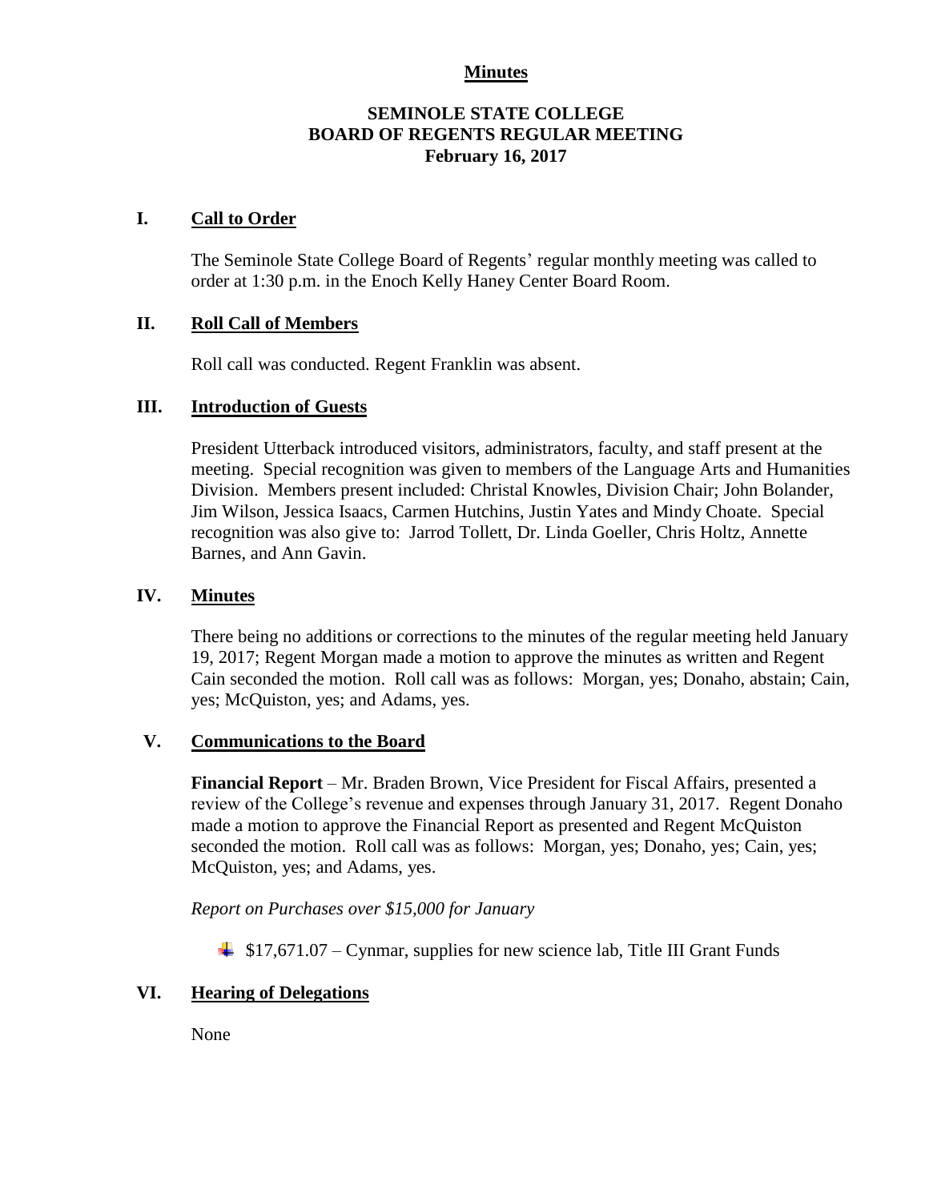**Minutes**

# SEMINOLE STATE COLLEGE
# BOARD OF REGENTS REGULAR MEETING
**February 16, 2017**

## I. Call to Order

The Seminole State College Board of Regents' regular monthly meeting was called to order at 1:30 p.m. in the Enoch Kelly Haney Center Board Room.

## II. Roll Call of Members

Roll call was conducted. Regent Franklin was absent.

## III. Introduction of Guests

President Utterback introduced visitors, administrators, faculty, and staff present at the meeting. Special recognition was given to members of the Language Arts and Humanities Division. Members present included: Christal Knowles, Division Chair; John Bolander, Jim Wilson, Jessica Isaacs, Carmen Hutchins, Justin Yates and Mindy Choate. Special recognition was also give to: Jarrod Tollett, Dr. Linda Goeller, Chris Holtz, Annette Barnes, and Ann Gavin.

## IV. Minutes

There being no additions or corrections to the minutes of the regular meeting held January 19, 2017; Regent Morgan made a motion to approve the minutes as written and Regent Cain seconded the motion. Roll call was as follows: Morgan, yes; Donaho, abstain; Cain, yes; McQuiston, yes; and Adams, yes.

## V. Communications to the Board

**Financial Report** – Mr. Braden Brown, Vice President for Fiscal Affairs, presented a review of the College's revenue and expenses through January 31, 2017. Regent Donaho made a motion to approve the Financial Report as presented and Regent McQuiston seconded the motion. Roll call was as follows: Morgan, yes; Donaho, yes; Cain, yes; McQuiston, yes; and Adams, yes.

*Report on Purchases over $15,000 for January*

- $17,671.07 – Cynmar, supplies for new science lab, Title III Grant Funds

## VI. Hearing of Delegations

None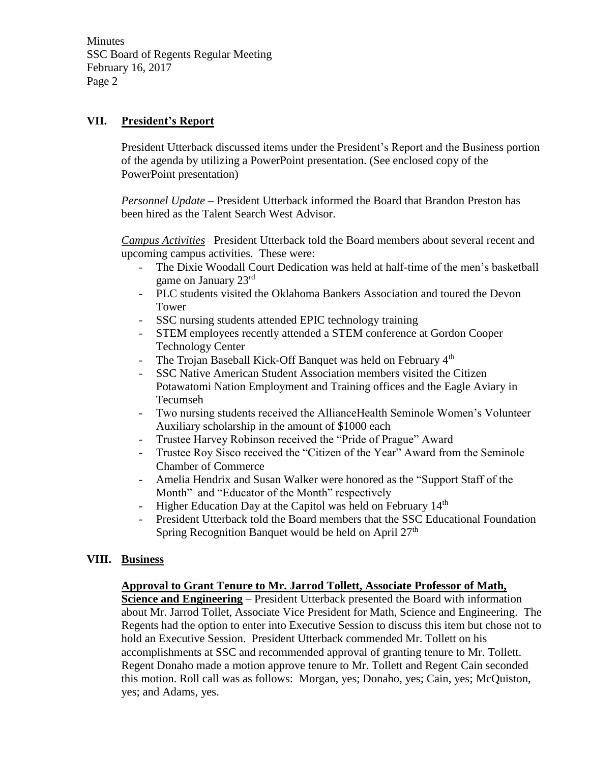## VII. President's Report

President Utterback discussed items under the President's Report and the Business portion of the agenda by utilizing a PowerPoint presentation. (See enclosed copy of the PowerPoint presentation)

*Personnel Update* – President Utterback informed the Board that Brandon Preston has been hired as the Talent Search West Advisor.

*Campus Activities*– President Utterback told the Board members about several recent and upcoming campus activities. These were:

- The Dixie Woodall Court Dedication was held at half-time of the men's basketball game on January 23rd
- PLC students visited the Oklahoma Bankers Association and toured the Devon Tower
- SSC nursing students attended EPIC technology training
- STEM employees recently attended a STEM conference at Gordon Cooper Technology Center
- The Trojan Baseball Kick-Off Banquet was held on February 4th
- SSC Native American Student Association members visited the Citizen Potawatomi Nation Employment and Training offices and the Eagle Aviary in Tecumseh
- Two nursing students received the AllianceHealth Seminole Women's Volunteer Auxiliary scholarship in the amount of $1000 each
- Trustee Harvey Robinson received the "Pride of Prague" Award
- Trustee Roy Sisco received the "Citizen of the Year" Award from the Seminole Chamber of Commerce
- Amelia Hendrix and Susan Walker were honored as the "Support Staff of the Month" and "Educator of the Month" respectively
- Higher Education Day at the Capitol was held on February 14th
- President Utterback told the Board members that the SSC Educational Foundation Spring Recognition Banquet would be held on April 27th

## VIII. Business

**Approval to Grant Tenure to Mr. Jarrod Tollett, Associate Professor of Math, Science and Engineering** – President Utterback presented the Board with information about Mr. Jarrod Tollet, Associate Vice President for Math, Science and Engineering. The Regents had the option to enter into Executive Session to discuss this item but chose not to hold an Executive Session. President Utterback commended Mr. Tollett on his accomplishments at SSC and recommended approval of granting tenure to Mr. Tollett. Regent Donaho made a motion approve tenure to Mr. Tollett and Regent Cain seconded this motion. Roll call was as follows: Morgan, yes; Donaho, yes; Cain, yes; McQuiston, yes; and Adams, yes.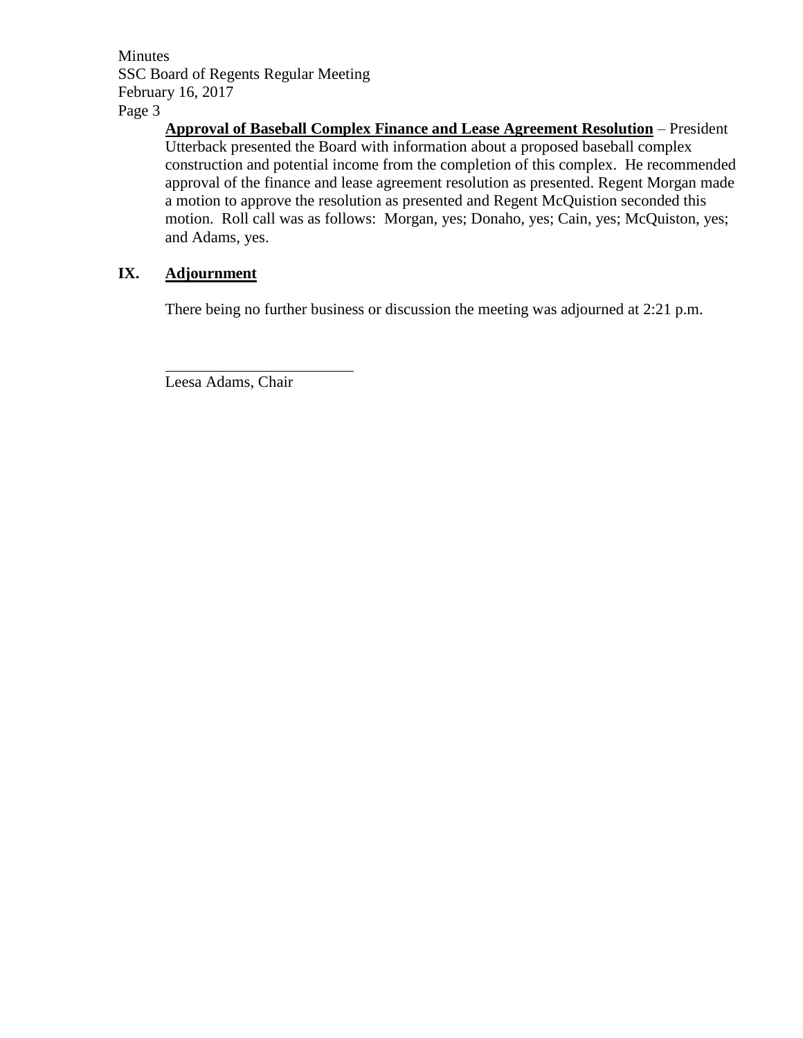**Approval of Baseball Complex Finance and Lease Agreement Resolution** – President Utterback presented the Board with information about a proposed baseball complex construction and potential income from the completion of this complex. He recommended approval of the finance and lease agreement resolution as presented. Regent Morgan made a motion to approve the resolution as presented and Regent McQuistion seconded this motion. Roll call was as follows: Morgan, yes; Donaho, yes; Cain, yes; McQuiston, yes; and Adams, yes.

## IX. Adjournment

There being no further business or discussion the meeting was adjourned at 2:21 p.m.

\_\_\_\_\_\_\_\_\_\_\_\_\_\_\_\_\_\_\_\_\_\_\_\_\_\_

Leesa Adams, Chair